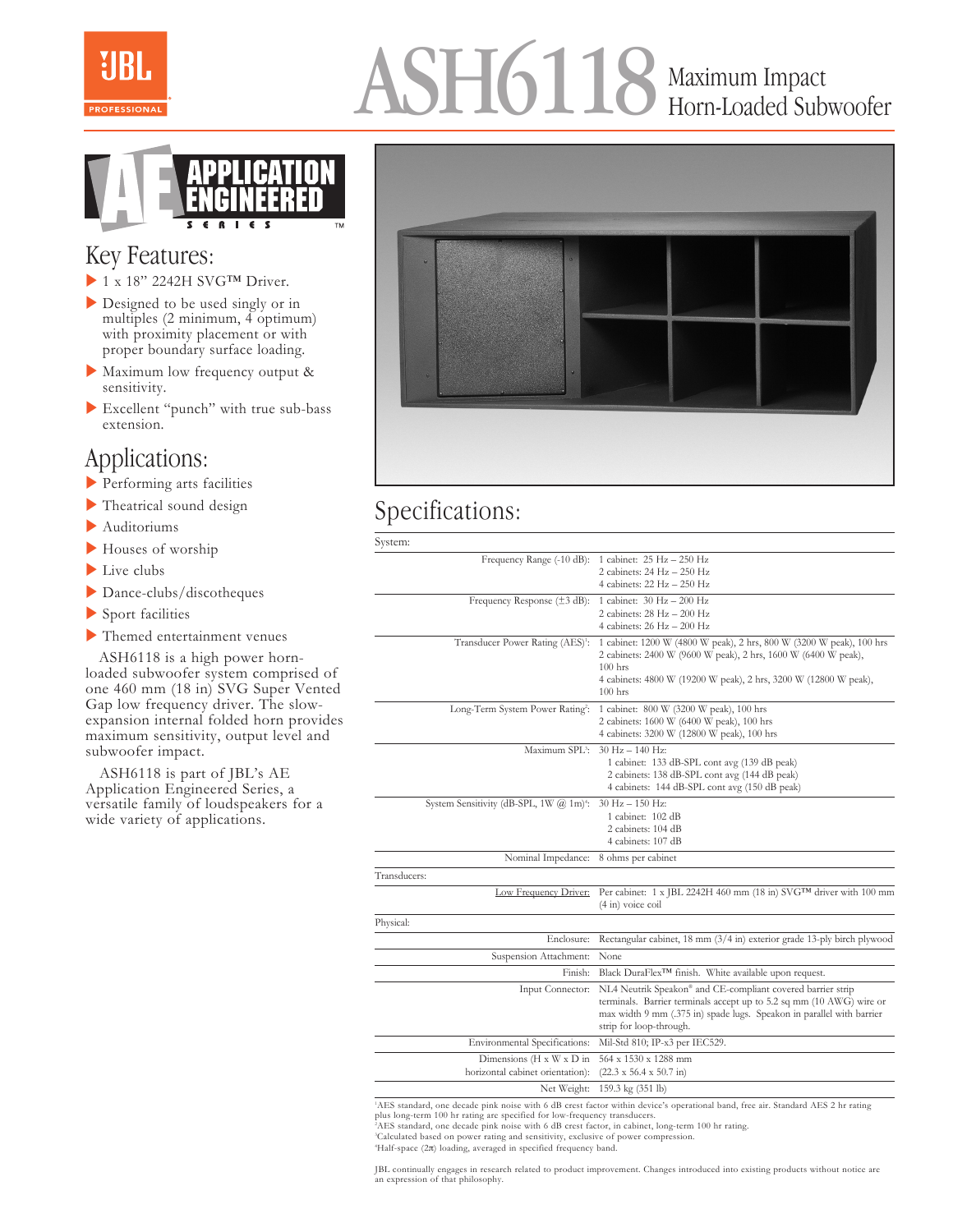# ASH6118 Maximum Impact Horn-Loaded Subwoofer

APPLICATION ENGINEERED SERIES™

## Key Features:

- 1 x 18" 2242H SVG™ Driver.
- Designed to be used singly or in multiples (2 minimum, 4 optimum) with proximity placement or with proper boundary surface loading.
- Maximum low frequency output & sensitivity.
- Excellent "punch" with true sub-bass extension.

## Applications:

- Performing arts facilities
- Theatrical sound design
- Auditoriums
- Houses of worship
- Live clubs
- Dance-clubs/discotheques
- Sport facilities
- Themed entertainment venues

ASH6118 is a high power horn-loaded subwoofer system comprised of one 460 mm (18 in) SVG Super Vented Gap low frequency driver. The slow-expansion internal folded horn provides maximum sensitivity, output level and subwoofer impact.

ASH6118 is part of JBL's AE Application Engineered Series, a versatile family of loudspeakers for a wide variety of applications.

## Specifications:

| | |
|---|---|
| **System:** | |
| Frequency Range (-10 dB): | 1 cabinet: 25 Hz – 250 Hz<br>2 cabinets: 24 Hz – 250 Hz<br>4 cabinets: 22 Hz – 250 Hz |
| Frequency Response (±3 dB): | 1 cabinet: 30 Hz – 200 Hz<br>2 cabinets: 28 Hz – 200 Hz<br>4 cabinets: 26 Hz – 200 Hz |
| Transducer Power Rating (AES)[1]: | 1 cabinet: 1200 W (4800 W peak), 2 hrs, 800 W (3200 W peak), 100 hrs<br>2 cabinets: 2400 W (9600 W peak), 2 hrs, 1600 W (6400 W peak), 100 hrs<br>4 cabinets: 4800 W (19200 W peak), 2 hrs, 3200 W (12800 W peak), 100 hrs |
| Long-Term System Power Rating[2]: | 1 cabinet: 800 W (3200 W peak), 100 hrs<br>2 cabinets: 1600 W (6400 W peak), 100 hrs<br>4 cabinets: 3200 W (12800 W peak), 100 hrs |
| Maximum SPL[3]: | 30 Hz – 140 Hz:<br>1 cabinet: 133 dB-SPL cont avg (139 dB peak)<br>2 cabinets: 138 dB-SPL cont avg (144 dB peak)<br>4 cabinets: 144 dB-SPL cont avg (150 dB peak) |
| System Sensitivity (dB-SPL, 1W @ 1m)[4]: | 30 Hz – 150 Hz:<br>1 cabinet: 102 dB<br>2 cabinets: 104 dB<br>4 cabinets: 107 dB |
| Nominal Impedance: | 8 ohms per cabinet |
| **Transducers:** | |
| Low Frequency Driver: | Per cabinet: 1 x JBL 2242H 460 mm (18 in) SVG™ driver with 100 mm (4 in) voice coil |
| **Physical:** | |
| Enclosure: | Rectangular cabinet, 18 mm (3/4 in) exterior grade 13-ply birch plywood |
| Suspension Attachment: | None |
| Finish: | Black DuraFlex™ finish. White available upon request. |
| Input Connector: | NL4 Neutrik Speakon® and CE-compliant covered barrier strip terminals. Barrier terminals accept up to 5.2 sq mm (10 AWG) wire or max width 9 mm (.375 in) spade lugs. Speakon in parallel with barrier strip for loop-through. |
| Environmental Specifications: | Mil-Std 810; IP-x3 per IEC529. |
| Dimensions (H x W x D in horizontal cabinet orientation): | 564 x 1530 x 1288 mm<br>(22.3 x 56.4 x 50.7 in) |
| Net Weight: | 159.3 kg (351 lb) |

[1]AES standard, one decade pink noise with 6 dB crest factor within device's operational band, free air. Standard AES 2 hr rating plus long-term 100 hr rating are specified for low-frequency transducers.
[2]AES standard, one decade pink noise with 6 dB crest factor, in cabinet, long-term 100 hr rating.
[3]Calculated based on power rating and sensitivity, exclusive of power compression.
[4]Half-space (2π) loading, averaged in specified frequency band.

JBL continually engages in research related to product improvement. Changes introduced into existing products without notice are an expression of that philosophy.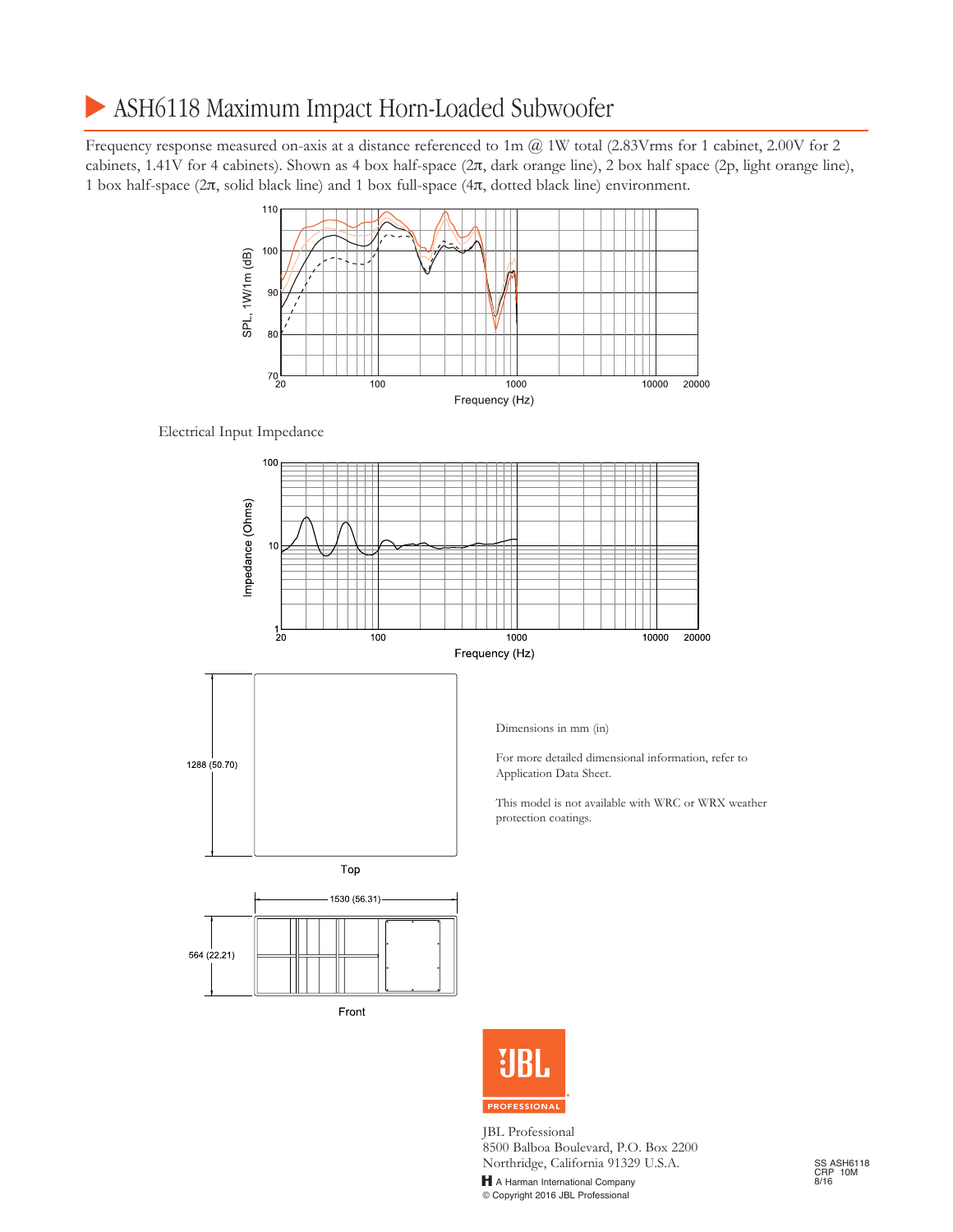# ASH6118 Maximum Impact Horn-Loaded Subwoofer

Frequency response measured on-axis at a distance referenced to 1m @ 1W total (2.83Vrms for 1 cabinet, 2.00V for 2 cabinets, 1.41V for 4 cabinets). Shown as 4 box half-space (2π, dark orange line), 2 box half space (2p, light orange line), 1 box half-space (2π, solid black line) and 1 box full-space (4π, dotted black line) environment.

SPL, 1W/1m (dB)
110
100
90
80
70
20
100
1000
10000
20000
Frequency (Hz)

Electrical Input Impedance

Impedance (Ohms)
100
10
1
20
100
1000
10000
20000
Frequency (Hz)

1288 (50.70)

Top

1530 (56.31)

564 (22.21)

Front

Dimensions in mm (in)

For more detailed dimensional information, refer to Application Data Sheet.

This model is not available with WRC or WRX weather protection coatings.

JBL PROFESSIONAL

JBL Professional
8500 Balboa Boulevard, P.O. Box 2200
Northridge, California 91329 U.S.A.

A Harman International Company
© Copyright 2016 JBL Professional

SS ASH6118
CRP 10M
8/16